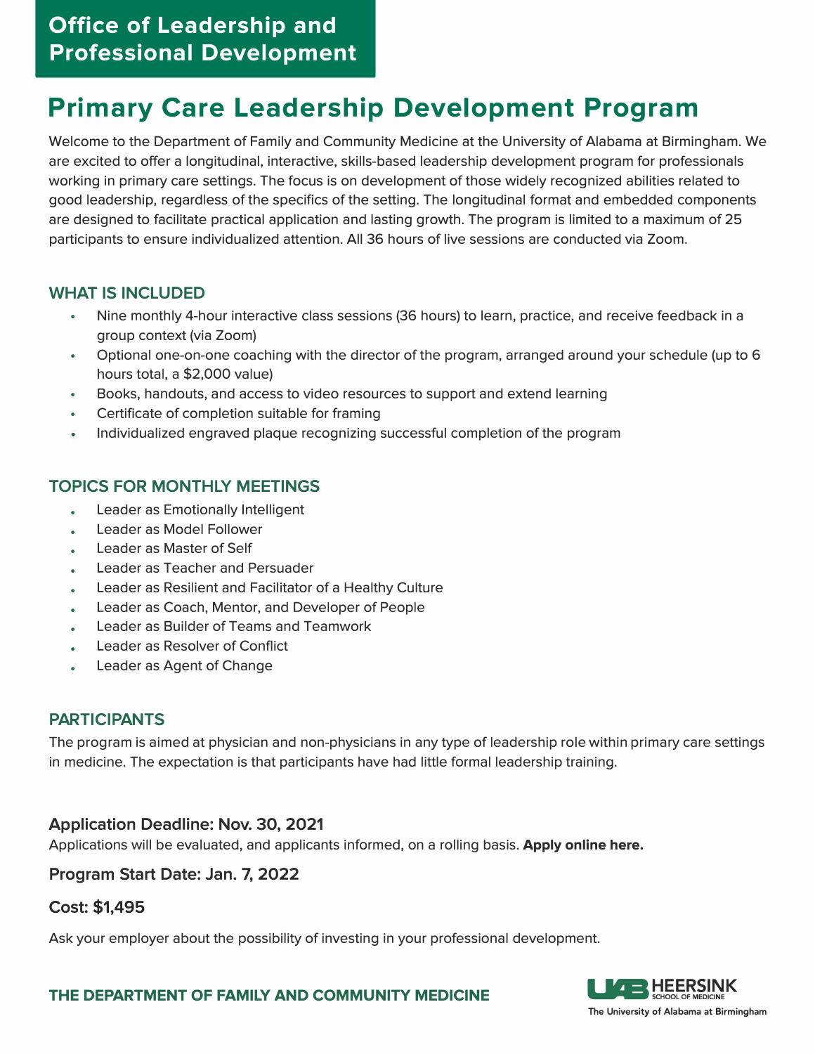Office of Leadership and Professional Development

# Primary Care Leadership Development Program

Welcome to the Department of Family and Community Medicine at the University of Alabama at Birmingham. We are excited to offer a longitudinal, interactive, skills-based leadership development program for professionals working in primary care settings. The focus is on development of those widely recognized abilities related to good leadership, regardless of the specifics of the setting. The longitudinal format and embedded components are designed to facilitate practical application and lasting growth. The program is limited to a maximum of 25 participants to ensure individualized attention. All 36 hours of live sessions are conducted via Zoom.

## WHAT IS INCLUDED

- Nine monthly 4-hour interactive class sessions (36 hours) to learn, practice, and receive feedback in a group context (via Zoom)
- Optional one-on-one coaching with the director of the program, arranged around your schedule (up to 6 hours total, a $2,000 value)
- Books, handouts, and access to video resources to support and extend learning
- Certificate of completion suitable for framing
- Individualized engraved plaque recognizing successful completion of the program

## TOPICS FOR MONTHLY MEETINGS

- Leader as Emotionally Intelligent
- Leader as Model Follower
- Leader as Master of Self
- Leader as Teacher and Persuader
- Leader as Resilient and Facilitator of a Healthy Culture
- Leader as Coach, Mentor, and Developer of People
- Leader as Builder of Teams and Teamwork
- Leader as Resolver of Conflict
- Leader as Agent of Change

## PARTICIPANTS

The program is aimed at physician and non-physicians in any type of leadership role within primary care settings in medicine. The expectation is that participants have had little formal leadership training.

### Application Deadline: Nov. 30, 2021

Applications will be evaluated, and applicants informed, on a rolling basis. **Apply online here.**

### Program Start Date: Jan. 7, 2022

### Cost: $1,495

Ask your employer about the possibility of investing in your professional development.

THE DEPARTMENT OF FAMILY AND COMMUNITY MEDICINE

UAB HEERSINK SCHOOL OF MEDICINE
The University of Alabama at Birmingham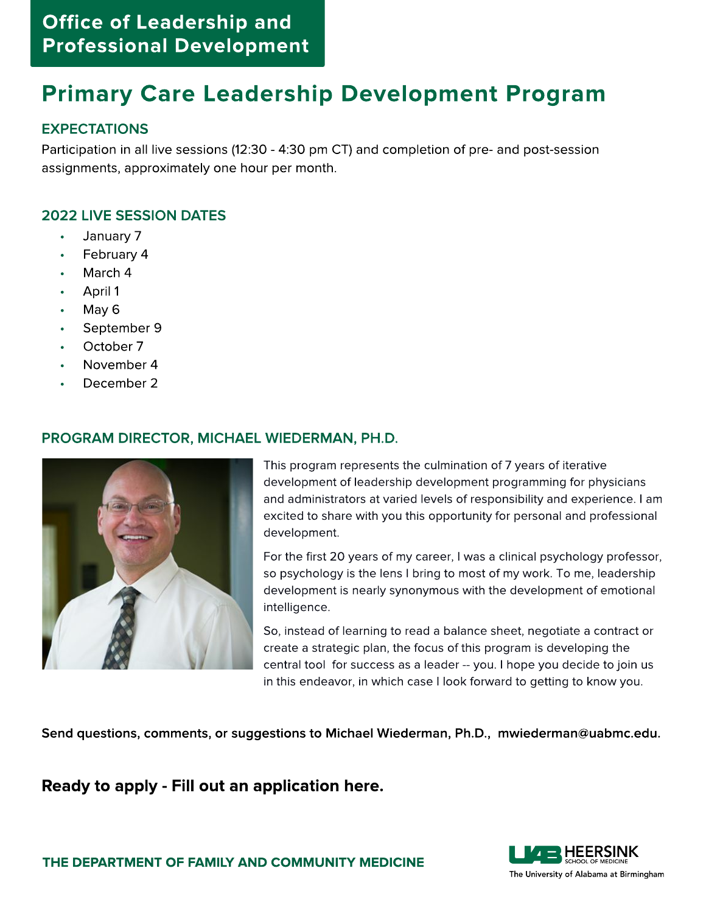Office of Leadership and Professional Development

# Primary Care Leadership Development Program

## EXPECTATIONS

Participation in all live sessions (12:30 - 4:30 pm CT) and completion of pre- and post-session assignments, approximately one hour per month.

## 2022 LIVE SESSION DATES

- January 7
- February 4
- March 4
- April 1
- May 6
- September 9
- October 7
- November 4
- December 2

## PROGRAM DIRECTOR, MICHAEL WIEDERMAN, PH.D.

This program represents the culmination of 7 years of iterative development of leadership development programming for physicians and administrators at varied levels of responsibility and experience. I am excited to share with you this opportunity for personal and professional development.

For the first 20 years of my career, I was a clinical psychology professor, so psychology is the lens I bring to most of my work. To me, leadership development is nearly synonymous with the development of emotional intelligence.

So, instead of learning to read a balance sheet, negotiate a contract or create a strategic plan, the focus of this program is developing the central tool for success as a leader -- you. I hope you decide to join us in this endeavor, in which case I look forward to getting to know you.

**Send questions, comments, or suggestions to Michael Wiederman, Ph.D., mwiederman@uabmc.edu.**

**Ready to apply - Fill out an application here.**

THE DEPARTMENT OF FAMILY AND COMMUNITY MEDICINE

UAB HEERSINK SCHOOL OF MEDICINE
The University of Alabama at Birmingham